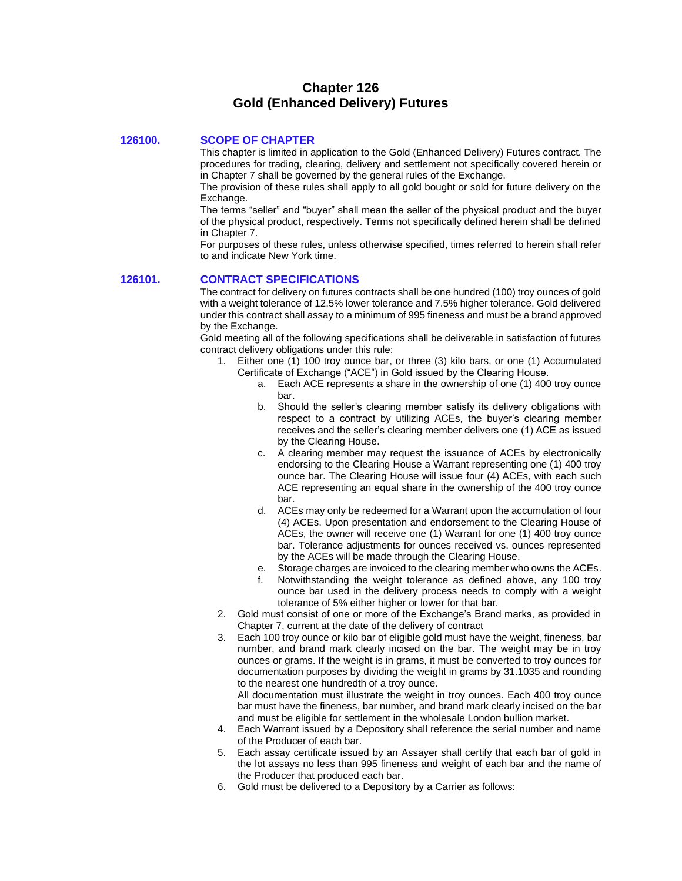# Chapter 126
# Gold (Enhanced Delivery) Futures

## 126100. SCOPE OF CHAPTER

This chapter is limited in application to the Gold (Enhanced Delivery) Futures contract. The procedures for trading, clearing, delivery and settlement not specifically covered herein or in Chapter 7 shall be governed by the general rules of the Exchange.

The provision of these rules shall apply to all gold bought or sold for future delivery on the Exchange.

The terms "seller" and "buyer" shall mean the seller of the physical product and the buyer of the physical product, respectively. Terms not specifically defined herein shall be defined in Chapter 7.

For purposes of these rules, unless otherwise specified, times referred to herein shall refer to and indicate New York time.

## 126101. CONTRACT SPECIFICATIONS

The contract for delivery on futures contracts shall be one hundred (100) troy ounces of gold with a weight tolerance of 12.5% lower tolerance and 7.5% higher tolerance. Gold delivered under this contract shall assay to a minimum of 995 fineness and must be a brand approved by the Exchange.

Gold meeting all of the following specifications shall be deliverable in satisfaction of futures contract delivery obligations under this rule:

1. Either one (1) 100 troy ounce bar, or three (3) kilo bars, or one (1) Accumulated Certificate of Exchange ("ACE") in Gold issued by the Clearing House.
   a. Each ACE represents a share in the ownership of one (1) 400 troy ounce bar.
   b. Should the seller's clearing member satisfy its delivery obligations with respect to a contract by utilizing ACEs, the buyer's clearing member receives and the seller's clearing member delivers one (1) ACE as issued by the Clearing House.
   c. A clearing member may request the issuance of ACEs by electronically endorsing to the Clearing House a Warrant representing one (1) 400 troy ounce bar. The Clearing House will issue four (4) ACEs, with each such ACE representing an equal share in the ownership of the 400 troy ounce bar.
   d. ACEs may only be redeemed for a Warrant upon the accumulation of four (4) ACEs. Upon presentation and endorsement to the Clearing House of ACEs, the owner will receive one (1) Warrant for one (1) 400 troy ounce bar. Tolerance adjustments for ounces received vs. ounces represented by the ACEs will be made through the Clearing House.
   e. Storage charges are invoiced to the clearing member who owns the ACEs.
   f. Notwithstanding the weight tolerance as defined above, any 100 troy ounce bar used in the delivery process needs to comply with a weight tolerance of 5% either higher or lower for that bar.
2. Gold must consist of one or more of the Exchange's Brand marks, as provided in Chapter 7, current at the date of the delivery of contract
3. Each 100 troy ounce or kilo bar of eligible gold must have the weight, fineness, bar number, and brand mark clearly incised on the bar. The weight may be in troy ounces or grams. If the weight is in grams, it must be converted to troy ounces for documentation purposes by dividing the weight in grams by 31.1035 and rounding to the nearest one hundredth of a troy ounce.

   All documentation must illustrate the weight in troy ounces. Each 400 troy ounce bar must have the fineness, bar number, and brand mark clearly incised on the bar and must be eligible for settlement in the wholesale London bullion market.
4. Each Warrant issued by a Depository shall reference the serial number and name of the Producer of each bar.
5. Each assay certificate issued by an Assayer shall certify that each bar of gold in the lot assays no less than 995 fineness and weight of each bar and the name of the Producer that produced each bar.
6. Gold must be delivered to a Depository by a Carrier as follows: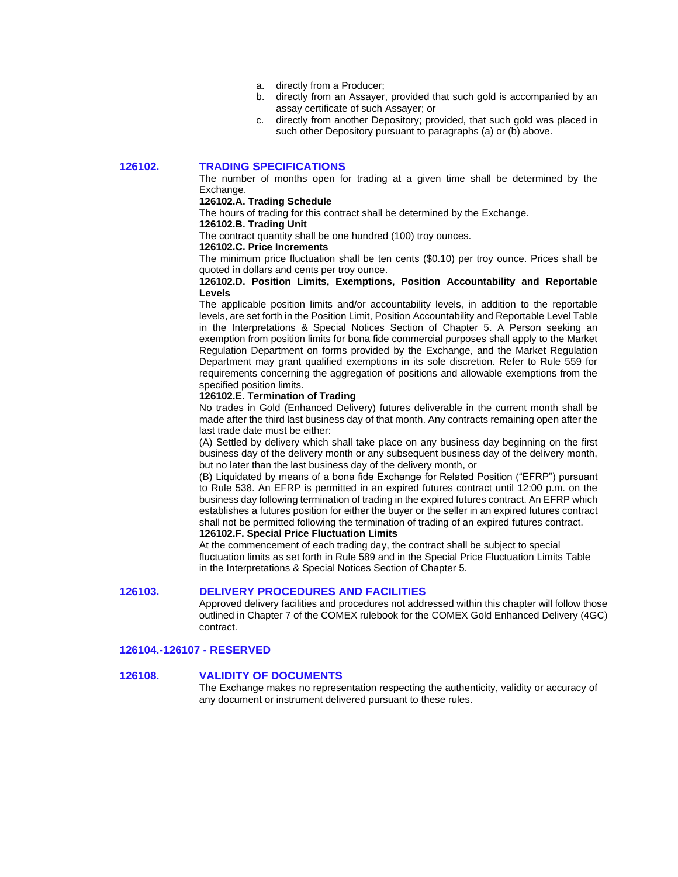a. directly from a Producer;
b. directly from an Assayer, provided that such gold is accompanied by an assay certificate of such Assayer; or
c. directly from another Depository; provided, that such gold was placed in such other Depository pursuant to paragraphs (a) or (b) above.

## 126102. TRADING SPECIFICATIONS

The number of months open for trading at a given time shall be determined by the Exchange.

**126102.A. Trading Schedule**

The hours of trading for this contract shall be determined by the Exchange.

**126102.B. Trading Unit**

The contract quantity shall be one hundred (100) troy ounces.

**126102.C. Price Increments**

The minimum price fluctuation shall be ten cents ($0.10) per troy ounce. Prices shall be quoted in dollars and cents per troy ounce.

**126102.D. Position Limits, Exemptions, Position Accountability and Reportable Levels**

The applicable position limits and/or accountability levels, in addition to the reportable levels, are set forth in the Position Limit, Position Accountability and Reportable Level Table in the Interpretations & Special Notices Section of Chapter 5. A Person seeking an exemption from position limits for bona fide commercial purposes shall apply to the Market Regulation Department on forms provided by the Exchange, and the Market Regulation Department may grant qualified exemptions in its sole discretion. Refer to Rule 559 for requirements concerning the aggregation of positions and allowable exemptions from the specified position limits.

**126102.E. Termination of Trading**

No trades in Gold (Enhanced Delivery) futures deliverable in the current month shall be made after the third last business day of that month. Any contracts remaining open after the last trade date must be either:

(A) Settled by delivery which shall take place on any business day beginning on the first business day of the delivery month or any subsequent business day of the delivery month, but no later than the last business day of the delivery month, or

(B) Liquidated by means of a bona fide Exchange for Related Position ("EFRP") pursuant to Rule 538. An EFRP is permitted in an expired futures contract until 12:00 p.m. on the business day following termination of trading in the expired futures contract. An EFRP which establishes a futures position for either the buyer or the seller in an expired futures contract shall not be permitted following the termination of trading of an expired futures contract.

**126102.F. Special Price Fluctuation Limits**

At the commencement of each trading day, the contract shall be subject to special fluctuation limits as set forth in Rule 589 and in the Special Price Fluctuation Limits Table in the Interpretations & Special Notices Section of Chapter 5.

## 126103. DELIVERY PROCEDURES AND FACILITIES

Approved delivery facilities and procedures not addressed within this chapter will follow those outlined in Chapter 7 of the COMEX rulebook for the COMEX Gold Enhanced Delivery (4GC) contract.

## 126104.-126107 - RESERVED

## 126108. VALIDITY OF DOCUMENTS

The Exchange makes no representation respecting the authenticity, validity or accuracy of any document or instrument delivered pursuant to these rules.